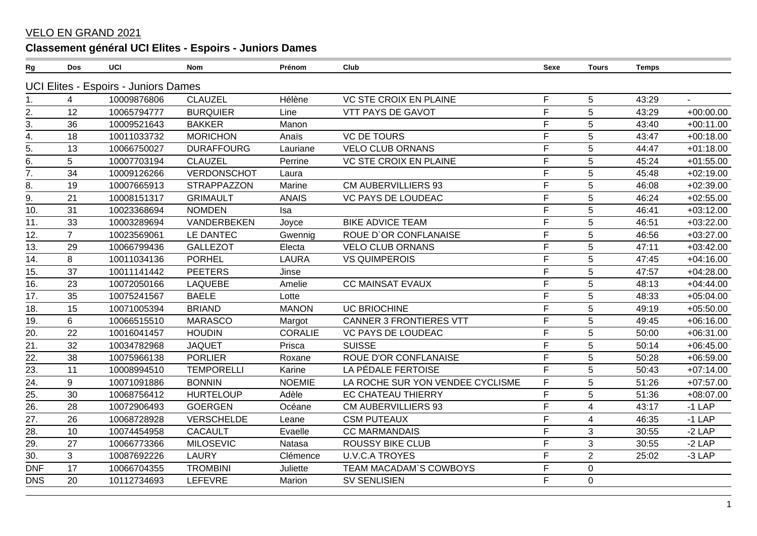VELO EN GRAND 2021

## Classement général UCI Elites - Espoirs - Juniors Dames

| Rg | Dos | UCI | Nom | Prénom | Club | Sexe | Tours | Temps | |
|---|---|---|---|---|---|---|---|---|---|
| UCI Elites - Espoirs - Juniors Dames | | | | | | | | | |
| 1. | 4 | 10009876806 | CLAUZEL | Hélène | VC STE CROIX EN PLAINE | F | 5 | 43:29 | - |
| 2. | 12 | 10065794777 | BURQUIER | Line | VTT PAYS DE GAVOT | F | 5 | 43:29 | +00:00.00 |
| 3. | 36 | 10009521643 | BAKKER | Manon | | F | 5 | 43:40 | +00:11.00 |
| 4. | 18 | 10011033732 | MORICHON | Anaïs | VC DE TOURS | F | 5 | 43:47 | +00:18.00 |
| 5. | 13 | 10066750027 | DURAFFOURG | Lauriane | VELO CLUB ORNANS | F | 5 | 44:47 | +01:18.00 |
| 6. | 5 | 10007703194 | CLAUZEL | Perrine | VC STE CROIX EN PLAINE | F | 5 | 45:24 | +01:55.00 |
| 7. | 34 | 10009126266 | VERDONSCHOT | Laura | | F | 5 | 45:48 | +02:19.00 |
| 8. | 19 | 10007665913 | STRAPPAZZON | Marine | CM AUBERVILLIERS 93 | F | 5 | 46:08 | +02:39.00 |
| 9. | 21 | 10008151317 | GRIMAULT | ANAIS | VC PAYS DE LOUDEAC | F | 5 | 46:24 | +02:55.00 |
| 10. | 31 | 10023368694 | NOMDEN | Isa | | F | 5 | 46:41 | +03:12.00 |
| 11. | 33 | 10003289694 | VANDERBEKEN | Joyce | BIKE ADVICE TEAM | F | 5 | 46:51 | +03:22.00 |
| 12. | 7 | 10023569061 | LE DANTEC | Gwennig | ROUE D`OR CONFLANAISE | F | 5 | 46:56 | +03:27.00 |
| 13. | 29 | 10066799436 | GALLEZOT | Electa | VELO CLUB ORNANS | F | 5 | 47:11 | +03:42.00 |
| 14. | 8 | 10011034136 | PORHEL | LAURA | VS QUIMPEROIS | F | 5 | 47:45 | +04:16.00 |
| 15. | 37 | 10011141442 | PEETERS | Jinse | | F | 5 | 47:57 | +04:28.00 |
| 16. | 23 | 10072050166 | LAQUEBE | Amelie | CC MAINSAT EVAUX | F | 5 | 48:13 | +04:44.00 |
| 17. | 35 | 10075241567 | BAELE | Lotte | | F | 5 | 48:33 | +05:04.00 |
| 18. | 15 | 10071005394 | BRIAND | MANON | UC BRIOCHINE | F | 5 | 49:19 | +05:50.00 |
| 19. | 6 | 10066515510 | MARASCO | Margot | CANNER 3 FRONTIERES VTT | F | 5 | 49:45 | +06:16.00 |
| 20. | 22 | 10016041457 | HOUDIN | CORALIE | VC PAYS DE LOUDEAC | F | 5 | 50:00 | +06:31.00 |
| 21. | 32 | 10034782968 | JAQUET | Prisca | SUISSE | F | 5 | 50:14 | +06:45.00 |
| 22. | 38 | 10075966138 | PORLIER | Roxane | ROUE D'OR CONFLANAISE | F | 5 | 50:28 | +06:59.00 |
| 23. | 11 | 10008994510 | TEMPORELLI | Karine | LA PÉDALE FERTOISE | F | 5 | 50:43 | +07:14.00 |
| 24. | 9 | 10071091886 | BONNIN | NOEMIE | LA ROCHE SUR YON VENDEE CYCLISME | F | 5 | 51:26 | +07:57.00 |
| 25. | 30 | 10068756412 | HURTELOUP | Adèle | EC CHATEAU THIERRY | F | 5 | 51:36 | +08:07.00 |
| 26. | 28 | 10072906493 | GOERGEN | Océane | CM AUBERVILLIERS 93 | F | 4 | 43:17 | -1 LAP |
| 27. | 26 | 10068728928 | VERSCHELDE | Leane | CSM PUTEAUX | F | 4 | 46:35 | -1 LAP |
| 28. | 10 | 10074454958 | CACAULT | Evaelle | CC MARMANDAIS | F | 3 | 30:55 | -2 LAP |
| 29. | 27 | 10066773366 | MILOSEVIC | Natasa | ROUSSY BIKE CLUB | F | 3 | 30:55 | -2 LAP |
| 30. | 3 | 10087692226 | LAURY | Clémence | U.V.C.A TROYES | F | 2 | 25:02 | -3 LAP |
| DNF | 17 | 10066704355 | TROMBINI | Juliette | TEAM MACADAM`S COWBOYS | F | 0 | | |
| DNS | 20 | 10112734693 | LEFEVRE | Marion | SV SENLISIEN | F | 0 | | |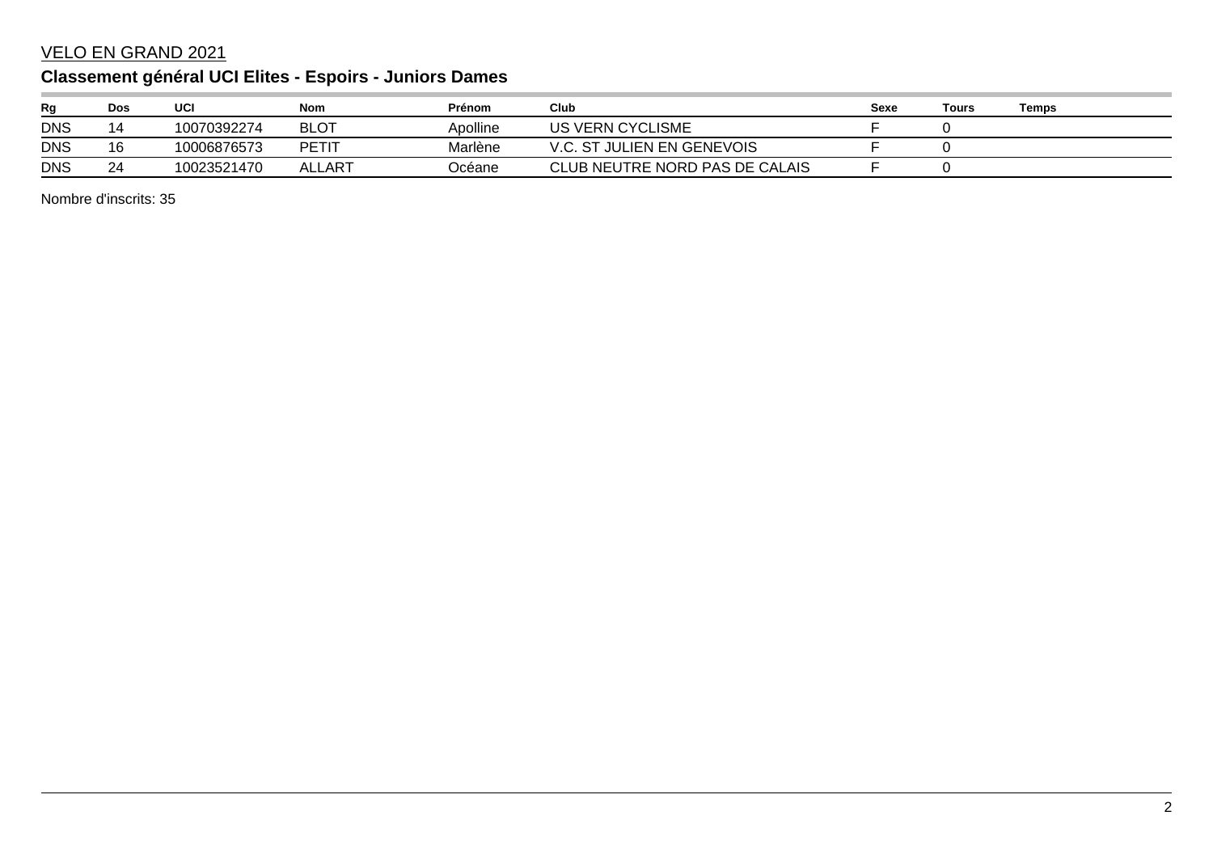VELO EN GRAND 2021

## Classement général UCI Elites - Espoirs - Juniors Dames

| Rg | Dos | UCI | Nom | Prénom | Club | Sexe | Tours | Temps |
|---|---|---|---|---|---|---|---|---|
| DNS | 14 | 10070392274 | BLOT | Apolline | US VERN CYCLISME | F | 0 | |
| DNS | 16 | 10006876573 | PETIT | Marlène | V.C. ST JULIEN EN GENEVOIS | F | 0 | |
| DNS | 24 | 10023521470 | ALLART | Océane | CLUB NEUTRE NORD PAS DE CALAIS | F | 0 | |

Nombre d'inscrits: 35